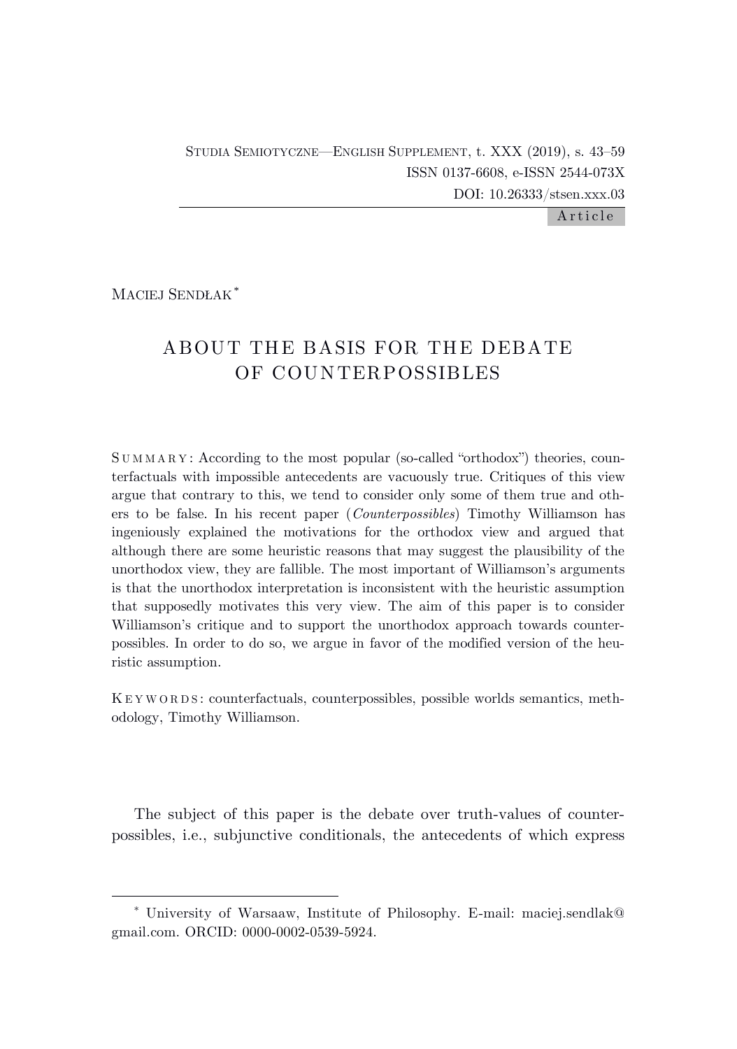Studia Semiotyczne—English Supplement, t. XXX (2019), s. 43–59
ISSN 0137-6608, e-ISSN 2544-073X
DOI: 10.26333/stsen.xxx.03

Article

Maciej Sendłak[*]

# ABOUT THE BASIS FOR THE DEBATE OF COUNTERPOSSIBLES

SUMMARY: According to the most popular (so-called "orthodox") theories, counterfactuals with impossible antecedents are vacuously true. Critiques of this view argue that contrary to this, we tend to consider only some of them true and others to be false. In his recent paper (*Counterpossibles*) Timothy Williamson has ingeniously explained the motivations for the orthodox view and argued that although there are some heuristic reasons that may suggest the plausibility of the unorthodox view, they are fallible. The most important of Williamson's arguments is that the unorthodox interpretation is inconsistent with the heuristic assumption that supposedly motivates this very view. The aim of this paper is to consider Williamson's critique and to support the unorthodox approach towards counterpossibles. In order to do so, we argue in favor of the modified version of the heuristic assumption.

KEYWORDS: counterfactuals, counterpossibles, possible worlds semantics, methodology, Timothy Williamson.

The subject of this paper is the debate over truth-values of counterpossibles, i.e., subjunctive conditionals, the antecedents of which express

[*] University of Warsaaw, Institute of Philosophy. E-mail: maciej.sendlak@gmail.com. ORCID: 0000-0002-0539-5924.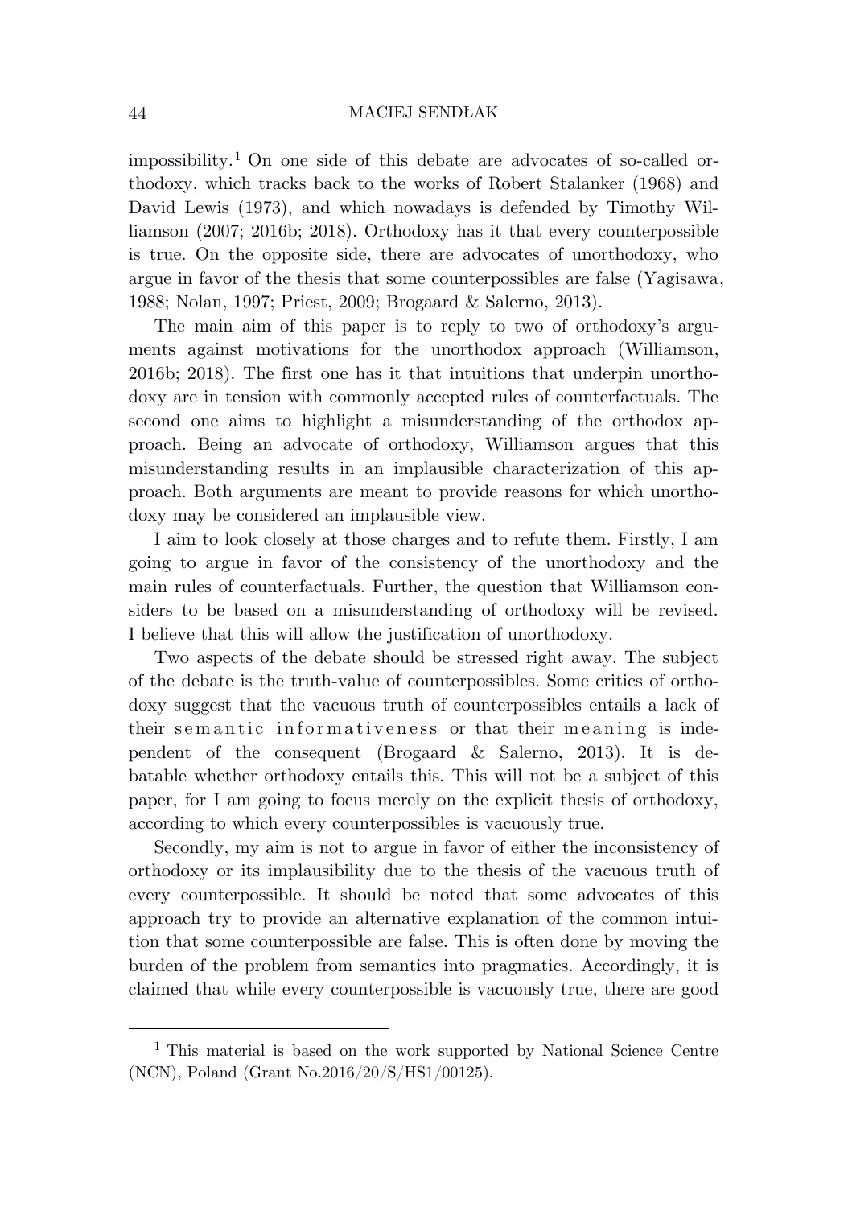impossibility.[1] On one side of this debate are advocates of so-called orthodoxy, which tracks back to the works of Robert Stalanker (1968) and David Lewis (1973), and which nowadays is defended by Timothy Williamson (2007; 2016b; 2018). Orthodoxy has it that every counterpossible is true. On the opposite side, there are advocates of unorthodoxy, who argue in favor of the thesis that some counterpossibles are false (Yagisawa, 1988; Nolan, 1997; Priest, 2009; Brogaard & Salerno, 2013).

The main aim of this paper is to reply to two of orthodoxy's arguments against motivations for the unorthodox approach (Williamson, 2016b; 2018). The first one has it that intuitions that underpin unorthodoxy are in tension with commonly accepted rules of counterfactuals. The second one aims to highlight a misunderstanding of the orthodox approach. Being an advocate of orthodoxy, Williamson argues that this misunderstanding results in an implausible characterization of this approach. Both arguments are meant to provide reasons for which unorthodoxy may be considered an implausible view.

I aim to look closely at those charges and to refute them. Firstly, I am going to argue in favor of the consistency of the unorthodoxy and the main rules of counterfactuals. Further, the question that Williamson considers to be based on a misunderstanding of orthodoxy will be revised. I believe that this will allow the justification of unorthodoxy.

Two aspects of the debate should be stressed right away. The subject of the debate is the truth-value of counterpossibles. Some critics of orthodoxy suggest that the vacuous truth of counterpossibles entails a lack of their *semantic informativeness* or that their *meaning* is independent of the consequent (Brogaard & Salerno, 2013). It is debatable whether orthodoxy entails this. This will not be a subject of this paper, for I am going to focus merely on the explicit thesis of orthodoxy, according to which every counterpossibles is vacuously true.

Secondly, my aim is not to argue in favor of either the inconsistency of orthodoxy or its implausibility due to the thesis of the vacuous truth of every counterpossible. It should be noted that some advocates of this approach try to provide an alternative explanation of the common intuition that some counterpossible are false. This is often done by moving the burden of the problem from semantics into pragmatics. Accordingly, it is claimed that while every counterpossible is vacuously true, there are good

[1] This material is based on the work supported by National Science Centre (NCN), Poland (Grant No.2016/20/S/HS1/00125).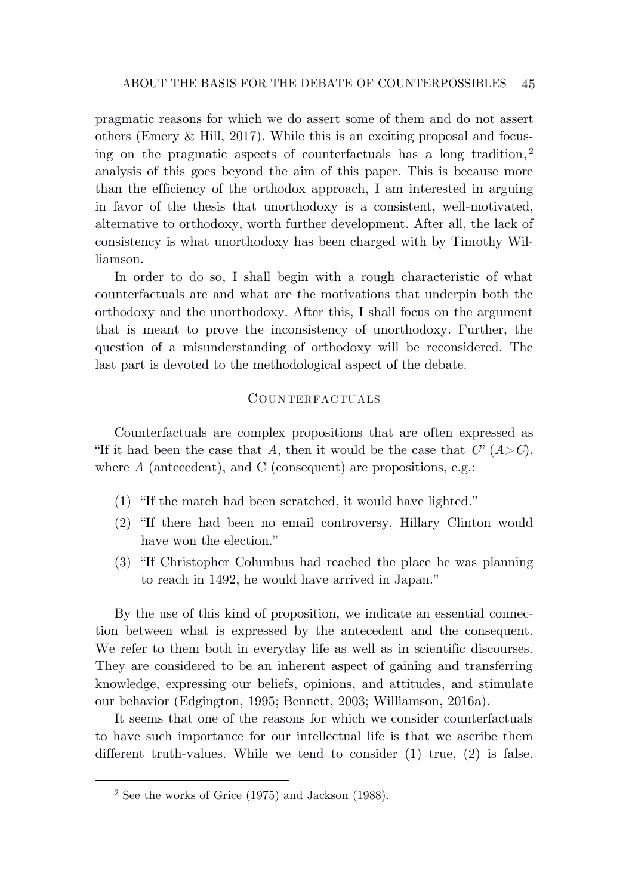pragmatic reasons for which we do assert some of them and do not assert others (Emery & Hill, 2017). While this is an exciting proposal and focusing on the pragmatic aspects of counterfactuals has a long tradition,[2] analysis of this goes beyond the aim of this paper. This is because more than the efficiency of the orthodox approach, I am interested in arguing in favor of the thesis that unorthodoxy is a consistent, well-motivated, alternative to orthodoxy, worth further development. After all, the lack of consistency is what unorthodoxy has been charged with by Timothy Williamson.

In order to do so, I shall begin with a rough characteristic of what counterfactuals are and what are the motivations that underpin both the orthodoxy and the unorthodoxy. After this, I shall focus on the argument that is meant to prove the inconsistency of unorthodoxy. Further, the question of a misunderstanding of orthodoxy will be reconsidered. The last part is devoted to the methodological aspect of the debate.

## Counterfactuals

Counterfactuals are complex propositions that are often expressed as "If it had been the case that $A$, then it would be the case that $C$" ($A > C$), where $A$ (antecedent), and C (consequent) are propositions, e.g.:

(1) "If the match had been scratched, it would have lighted."

(2) "If there had been no email controversy, Hillary Clinton would have won the election."

(3) "If Christopher Columbus had reached the place he was planning to reach in 1492, he would have arrived in Japan."

By the use of this kind of proposition, we indicate an essential connection between what is expressed by the antecedent and the consequent. We refer to them both in everyday life as well as in scientific discourses. They are considered to be an inherent aspect of gaining and transferring knowledge, expressing our beliefs, opinions, and attitudes, and stimulate our behavior (Edgington, 1995; Bennett, 2003; Williamson, 2016a).

It seems that one of the reasons for which we consider counterfactuals to have such importance for our intellectual life is that we ascribe them different truth-values. While we tend to consider (1) true, (2) is false.

[2] See the works of Grice (1975) and Jackson (1988).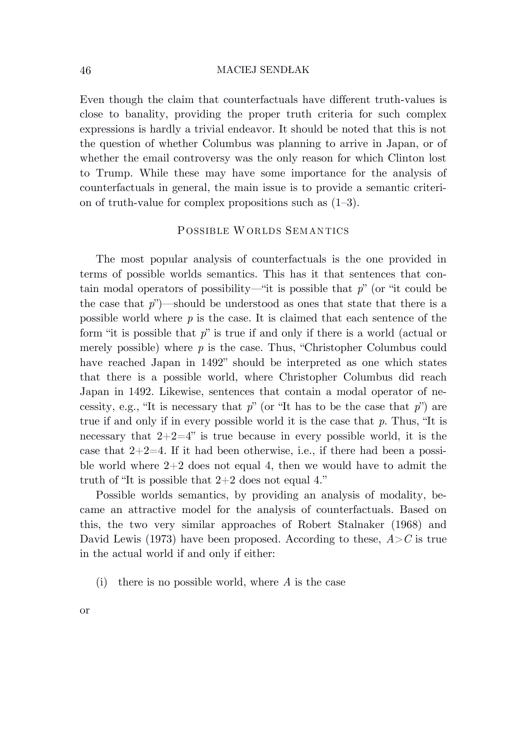Even though the claim that counterfactuals have different truth-values is close to banality, providing the proper truth criteria for such complex expressions is hardly a trivial endeavor. It should be noted that this is not the question of whether Columbus was planning to arrive in Japan, or of whether the email controversy was the only reason for which Clinton lost to Trump. While these may have some importance for the analysis of counterfactuals in general, the main issue is to provide a semantic criterion of truth-value for complex propositions such as (1–3).

## Possible Worlds Semantics

The most popular analysis of counterfactuals is the one provided in terms of possible worlds semantics. This has it that sentences that contain modal operators of possibility—"it is possible that *p*" (or "it could be the case that *p*")—should be understood as ones that state that there is a possible world where *p* is the case. It is claimed that each sentence of the form "it is possible that *p*" is true if and only if there is a world (actual or merely possible) where *p* is the case. Thus, "Christopher Columbus could have reached Japan in 1492" should be interpreted as one which states that there is a possible world, where Christopher Columbus did reach Japan in 1492. Likewise, sentences that contain a modal operator of necessity, e.g., "It is necessary that *p*" (or "It has to be the case that *p*") are true if and only if in every possible world it is the case that *p*. Thus, "It is necessary that 2+2=4" is true because in every possible world, it is the case that 2+2=4. If it had been otherwise, i.e., if there had been a possible world where 2+2 does not equal 4, then we would have to admit the truth of "It is possible that 2+2 does not equal 4."

Possible worlds semantics, by providing an analysis of modality, became an attractive model for the analysis of counterfactuals. Based on this, the two very similar approaches of Robert Stalnaker (1968) and David Lewis (1973) have been proposed. According to these, $A{>}C$ is true in the actual world if and only if either:

(i) there is no possible world, where $A$ is the case

or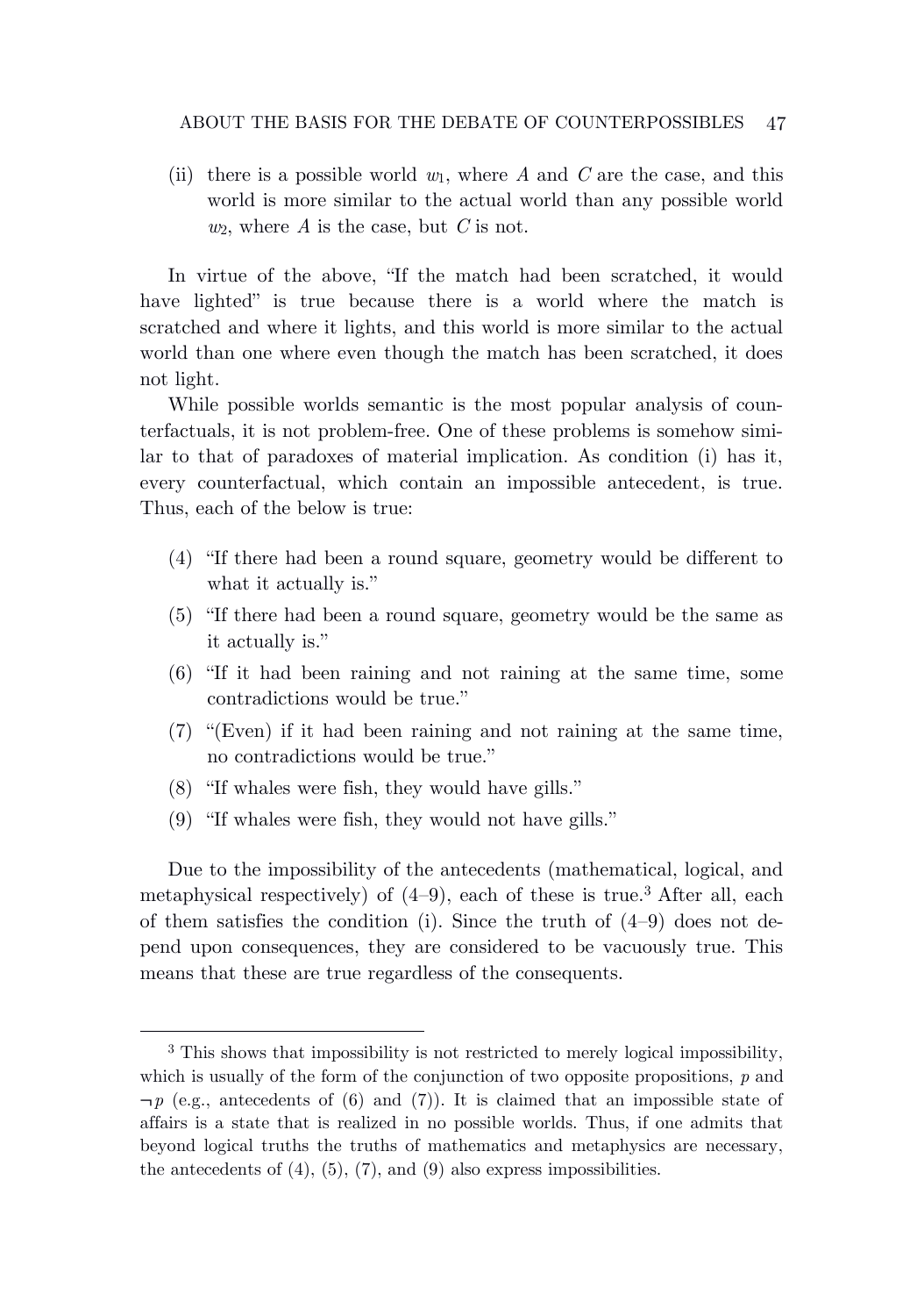(ii) there is a possible world $w_1$, where $A$ and $C$ are the case, and this world is more similar to the actual world than any possible world $w_2$, where $A$ is the case, but $C$ is not.

In virtue of the above, "If the match had been scratched, it would have lighted" is true because there is a world where the match is scratched and where it lights, and this world is more similar to the actual world than one where even though the match has been scratched, it does not light.

While possible worlds semantic is the most popular analysis of counterfactuals, it is not problem-free. One of these problems is somehow similar to that of paradoxes of material implication. As condition (i) has it, every counterfactual, which contain an impossible antecedent, is true. Thus, each of the below is true:

(4) "If there had been a round square, geometry would be different to what it actually is."

(5) "If there had been a round square, geometry would be the same as it actually is."

(6) "If it had been raining and not raining at the same time, some contradictions would be true."

(7) "(Even) if it had been raining and not raining at the same time, no contradictions would be true."

(8) "If whales were fish, they would have gills."

(9) "If whales were fish, they would not have gills."

Due to the impossibility of the antecedents (mathematical, logical, and metaphysical respectively) of (4–9), each of these is true.[3] After all, each of them satisfies the condition (i). Since the truth of (4–9) does not depend upon consequences, they are considered to be vacuously true. This means that these are true regardless of the consequents.

---

[3] This shows that impossibility is not restricted to merely logical impossibility, which is usually of the form of the conjunction of two opposite propositions, $p$ and $\neg p$ (e.g., antecedents of (6) and (7)). It is claimed that an impossible state of affairs is a state that is realized in no possible worlds. Thus, if one admits that beyond logical truths the truths of mathematics and metaphysics are necessary, the antecedents of (4), (5), (7), and (9) also express impossibilities.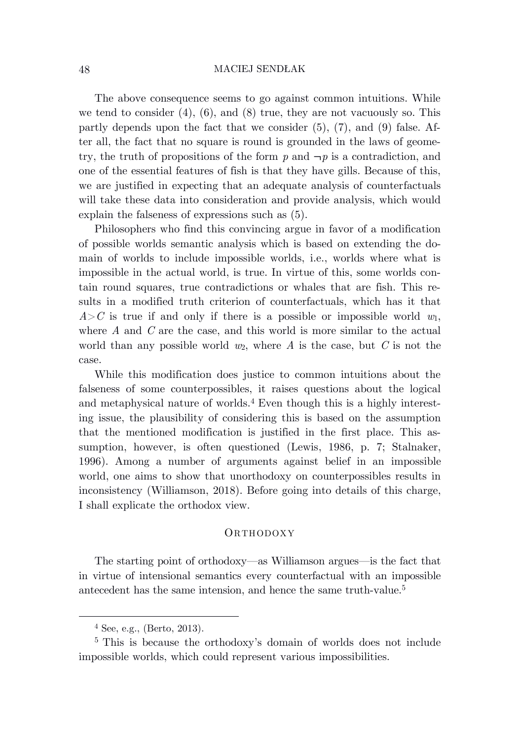The above consequence seems to go against common intuitions. While we tend to consider (4), (6), and (8) true, they are not vacuously so. This partly depends upon the fact that we consider (5), (7), and (9) false. After all, the fact that no square is round is grounded in the laws of geometry, the truth of propositions of the form $p$ and $\neg p$ is a contradiction, and one of the essential features of fish is that they have gills. Because of this, we are justified in expecting that an adequate analysis of counterfactuals will take these data into consideration and provide analysis, which would explain the falseness of expressions such as (5).

Philosophers who find this convincing argue in favor of a modification of possible worlds semantic analysis which is based on extending the domain of worlds to include impossible worlds, i.e., worlds where what is impossible in the actual world, is true. In virtue of this, some worlds contain round squares, true contradictions or whales that are fish. This results in a modified truth criterion of counterfactuals, which has it that $A > C$ is true if and only if there is a possible or impossible world $w_1$, where $A$ and $C$ are the case, and this world is more similar to the actual world than any possible world $w_2$, where $A$ is the case, but $C$ is not the case.

While this modification does justice to common intuitions about the falseness of some counterpossibles, it raises questions about the logical and metaphysical nature of worlds.[4] Even though this is a highly interesting issue, the plausibility of considering this is based on the assumption that the mentioned modification is justified in the first place. This assumption, however, is often questioned (Lewis, 1986, p. 7; Stalnaker, 1996). Among a number of arguments against belief in an impossible world, one aims to show that unorthodoxy on counterpossibles results in inconsistency (Williamson, 2018). Before going into details of this charge, I shall explicate the orthodox view.

## Orthodoxy

The starting point of orthodoxy—as Williamson argues—is the fact that in virtue of intensional semantics every counterfactual with an impossible antecedent has the same intension, and hence the same truth-value.[5]

---

[4] See, e.g., (Berto, 2013).

[5] This is because the orthodoxy's domain of worlds does not include impossible worlds, which could represent various impossibilities.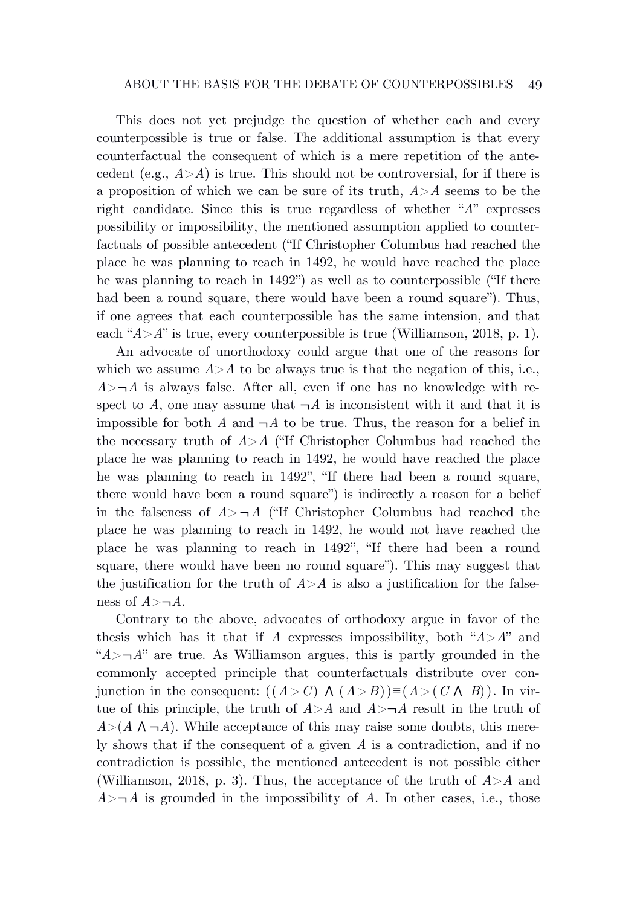This does not yet prejudge the question of whether each and every counterpossible is true or false. The additional assumption is that every counterfactual the consequent of which is a mere repetition of the antecedent (e.g., $A > A$) is true. This should not be controversial, for if there is a proposition of which we can be sure of its truth, $A > A$ seems to be the right candidate. Since this is true regardless of whether "$A$" expresses possibility or impossibility, the mentioned assumption applied to counterfactuals of possible antecedent ("If Christopher Columbus had reached the place he was planning to reach in 1492, he would have reached the place he was planning to reach in 1492") as well as to counterpossible ("If there had been a round square, there would have been a round square"). Thus, if one agrees that each counterpossible has the same intension, and that each "$A > A$" is true, every counterpossible is true (Williamson, 2018, p. 1).

An advocate of unorthodoxy could argue that one of the reasons for which we assume $A > A$ to be always true is that the negation of this, i.e., $A > \neg A$ is always false. After all, even if one has no knowledge with respect to $A$, one may assume that $\neg A$ is inconsistent with it and that it is impossible for both $A$ and $\neg A$ to be true. Thus, the reason for a belief in the necessary truth of $A > A$ ("If Christopher Columbus had reached the place he was planning to reach in 1492, he would have reached the place he was planning to reach in 1492", "If there had been a round square, there would have been a round square") is indirectly a reason for a belief in the falseness of $A > \neg A$ ("If Christopher Columbus had reached the place he was planning to reach in 1492, he would not have reached the place he was planning to reach in 1492", "If there had been a round square, there would have been no round square"). This may suggest that the justification for the truth of $A > A$ is also a justification for the falseness of $A > \neg A$.

Contrary to the above, advocates of orthodoxy argue in favor of the thesis which has it that if $A$ expresses impossibility, both "$A > A$" and "$A > \neg A$" are true. As Williamson argues, this is partly grounded in the commonly accepted principle that counterfactuals distribute over conjunction in the consequent: $((A > C) \land (A > B)) \equiv (A > (C \land B))$. In virtue of this principle, the truth of $A > A$ and $A > \neg A$ result in the truth of $A > (A \land \neg A)$. While acceptance of this may raise some doubts, this merely shows that if the consequent of a given $A$ is a contradiction, and if no contradiction is possible, the mentioned antecedent is not possible either (Williamson, 2018, p. 3). Thus, the acceptance of the truth of $A > A$ and $A > \neg A$ is grounded in the impossibility of $A$. In other cases, i.e., those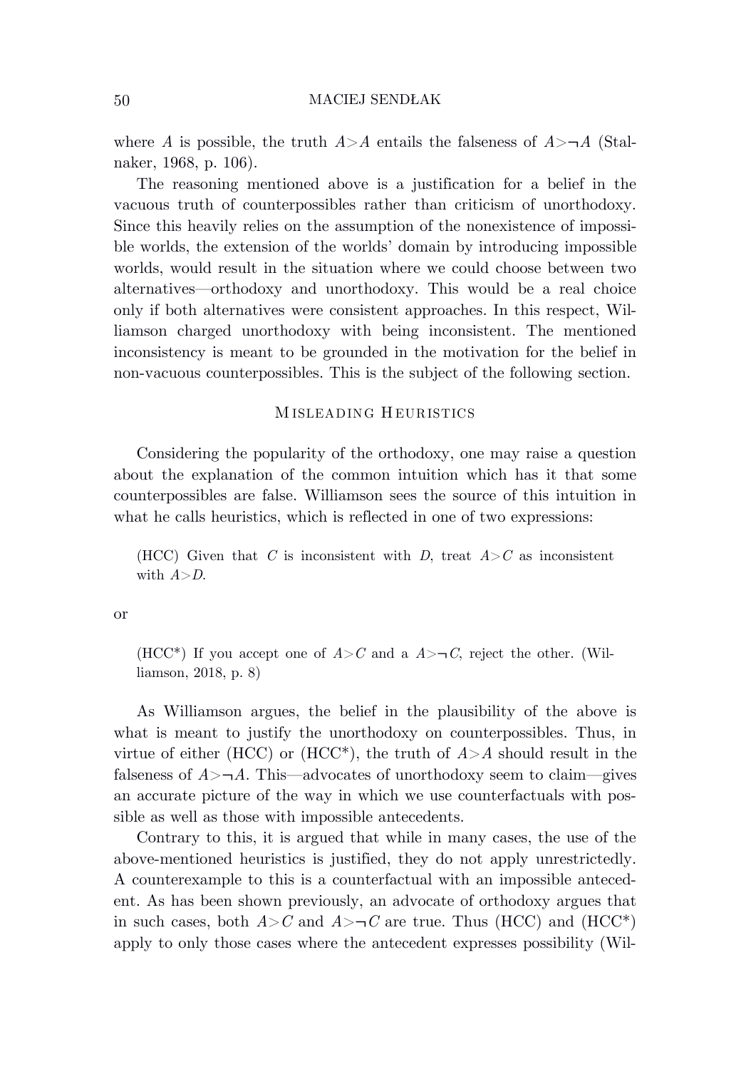where $A$ is possible, the truth $A{>}A$ entails the falseness of $A{>}\neg A$ (Stalnaker, 1968, p. 106).

The reasoning mentioned above is a justification for a belief in the vacuous truth of counterpossibles rather than criticism of unorthodoxy. Since this heavily relies on the assumption of the nonexistence of impossible worlds, the extension of the worlds' domain by introducing impossible worlds, would result in the situation where we could choose between two alternatives—orthodoxy and unorthodoxy. This would be a real choice only if both alternatives were consistent approaches. In this respect, Williamson charged unorthodoxy with being inconsistent. The mentioned inconsistency is meant to be grounded in the motivation for the belief in non-vacuous counterpossibles. This is the subject of the following section.

## Misleading Heuristics

Considering the popularity of the orthodoxy, one may raise a question about the explanation of the common intuition which has it that some counterpossibles are false. Williamson sees the source of this intuition in what he calls heuristics, which is reflected in one of two expressions:

> (HCC) Given that $C$ is inconsistent with $D$, treat $A{>}C$ as inconsistent with $A{>}D$.

or

> (HCC*) If you accept one of $A{>}C$ and a $A{>}\neg C$, reject the other. (Williamson, 2018, p. 8)

As Williamson argues, the belief in the plausibility of the above is what is meant to justify the unorthodoxy on counterpossibles. Thus, in virtue of either (HCC) or (HCC*), the truth of $A{>}A$ should result in the falseness of $A{>}\neg A$. This—advocates of unorthodoxy seem to claim—gives an accurate picture of the way in which we use counterfactuals with possible as well as those with impossible antecedents.

Contrary to this, it is argued that while in many cases, the use of the above-mentioned heuristics is justified, they do not apply unrestrictedly. A counterexample to this is a counterfactual with an impossible antecedent. As has been shown previously, an advocate of orthodoxy argues that in such cases, both $A{>}C$ and $A{>}\neg C$ are true. Thus (HCC) and (HCC*) apply to only those cases where the antecedent expresses possibility (Wil-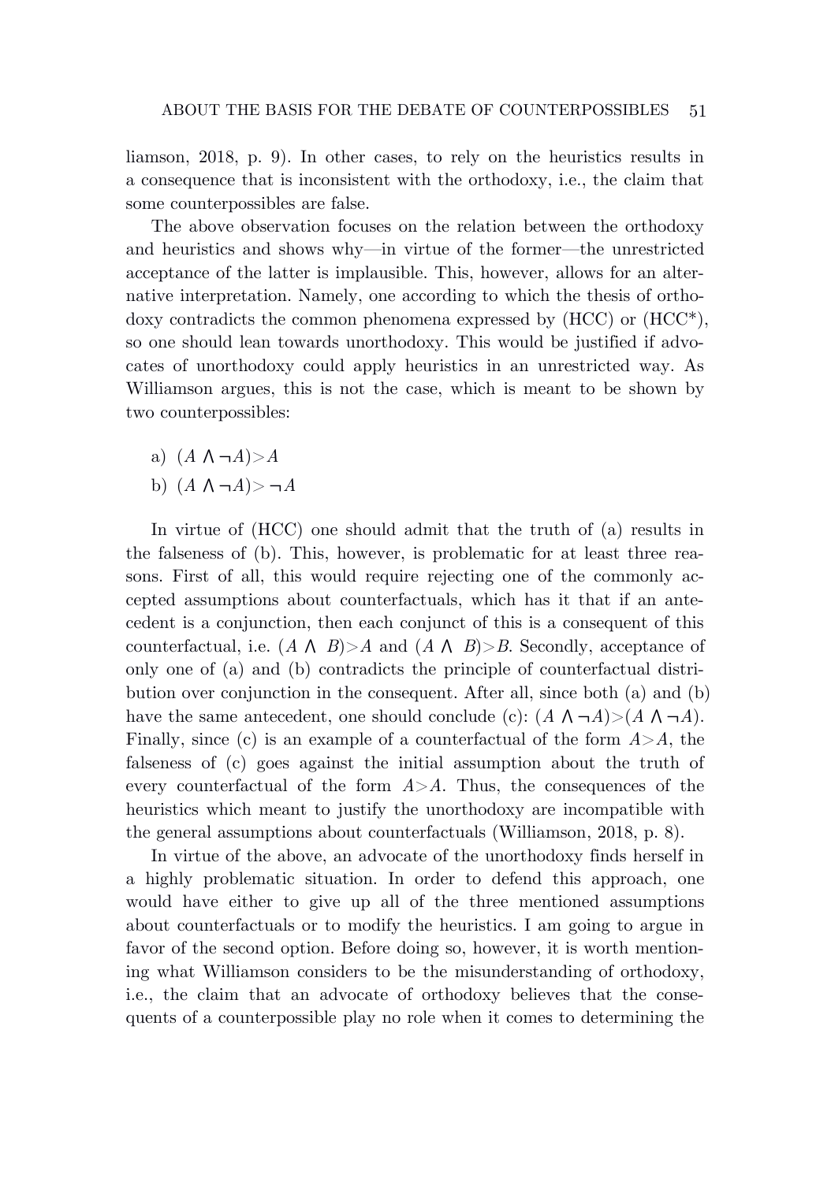liamson, 2018, p. 9). In other cases, to rely on the heuristics results in a consequence that is inconsistent with the orthodoxy, i.e., the claim that some counterpossibles are false.

The above observation focuses on the relation between the orthodoxy and heuristics and shows why—in virtue of the former—the unrestricted acceptance of the latter is implausible. This, however, allows for an alternative interpretation. Namely, one according to which the thesis of orthodoxy contradicts the common phenomena expressed by (HCC) or (HCC*), so one should lean towards unorthodoxy. This would be justified if advocates of unorthodoxy could apply heuristics in an unrestricted way. As Williamson argues, this is not the case, which is meant to be shown by two counterpossibles:

a) $(A \wedge \neg A) > A$
b) $(A \wedge \neg A) > \neg A$

In virtue of (HCC) one should admit that the truth of (a) results in the falseness of (b). This, however, is problematic for at least three reasons. First of all, this would require rejecting one of the commonly accepted assumptions about counterfactuals, which has it that if an antecedent is a conjunction, then each conjunct of this is a consequent of this counterfactual, i.e. $(A \wedge B) > A$ and $(A \wedge B) > B$. Secondly, acceptance of only one of (a) and (b) contradicts the principle of counterfactual distribution over conjunction in the consequent. After all, since both (a) and (b) have the same antecedent, one should conclude (c): $(A \wedge \neg A) > (A \wedge \neg A)$. Finally, since (c) is an example of a counterfactual of the form $A > A$, the falseness of (c) goes against the initial assumption about the truth of every counterfactual of the form $A > A$. Thus, the consequences of the heuristics which meant to justify the unorthodoxy are incompatible with the general assumptions about counterfactuals (Williamson, 2018, p. 8).

In virtue of the above, an advocate of the unorthodoxy finds herself in a highly problematic situation. In order to defend this approach, one would have either to give up all of the three mentioned assumptions about counterfactuals or to modify the heuristics. I am going to argue in favor of the second option. Before doing so, however, it is worth mentioning what Williamson considers to be the misunderstanding of orthodoxy, i.e., the claim that an advocate of orthodoxy believes that the consequents of a counterpossible play no role when it comes to determining the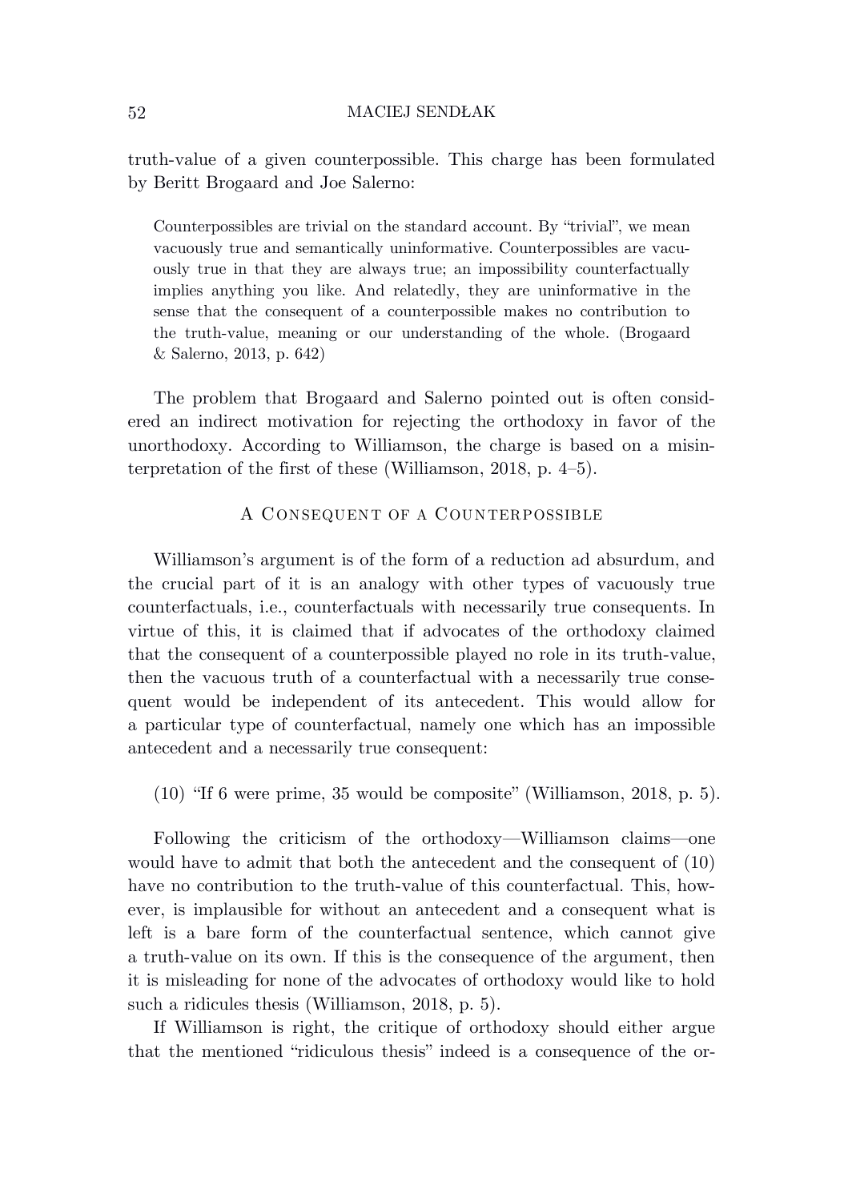truth-value of a given counterpossible. This charge has been formulated by Beritt Brogaard and Joe Salerno:

> Counterpossibles are trivial on the standard account. By "trivial", we mean vacuously true and semantically uninformative. Counterpossibles are vacuously true in that they are always true; an impossibility counterfactually implies anything you like. And relatedly, they are uninformative in the sense that the consequent of a counterpossible makes no contribution to the truth-value, meaning or our understanding of the whole. (Brogaard & Salerno, 2013, p. 642)

The problem that Brogaard and Salerno pointed out is often considered an indirect motivation for rejecting the orthodoxy in favor of the unorthodoxy. According to Williamson, the charge is based on a misinterpretation of the first of these (Williamson, 2018, p. 4–5).

## A Consequent of a Counterpossible

Williamson's argument is of the form of a reduction ad absurdum, and the crucial part of it is an analogy with other types of vacuously true counterfactuals, i.e., counterfactuals with necessarily true consequents. In virtue of this, it is claimed that if advocates of the orthodoxy claimed that the consequent of a counterpossible played no role in its truth-value, then the vacuous truth of a counterfactual with a necessarily true consequent would be independent of its antecedent. This would allow for a particular type of counterfactual, namely one which has an impossible antecedent and a necessarily true consequent:

(10) "If 6 were prime, 35 would be composite" (Williamson, 2018, p. 5).

Following the criticism of the orthodoxy—Williamson claims—one would have to admit that both the antecedent and the consequent of (10) have no contribution to the truth-value of this counterfactual. This, however, is implausible for without an antecedent and a consequent what is left is a bare form of the counterfactual sentence, which cannot give a truth-value on its own. If this is the consequence of the argument, then it is misleading for none of the advocates of orthodoxy would like to hold such a ridicules thesis (Williamson, 2018, p. 5).

If Williamson is right, the critique of orthodoxy should either argue that the mentioned "ridiculous thesis" indeed is a consequence of the or-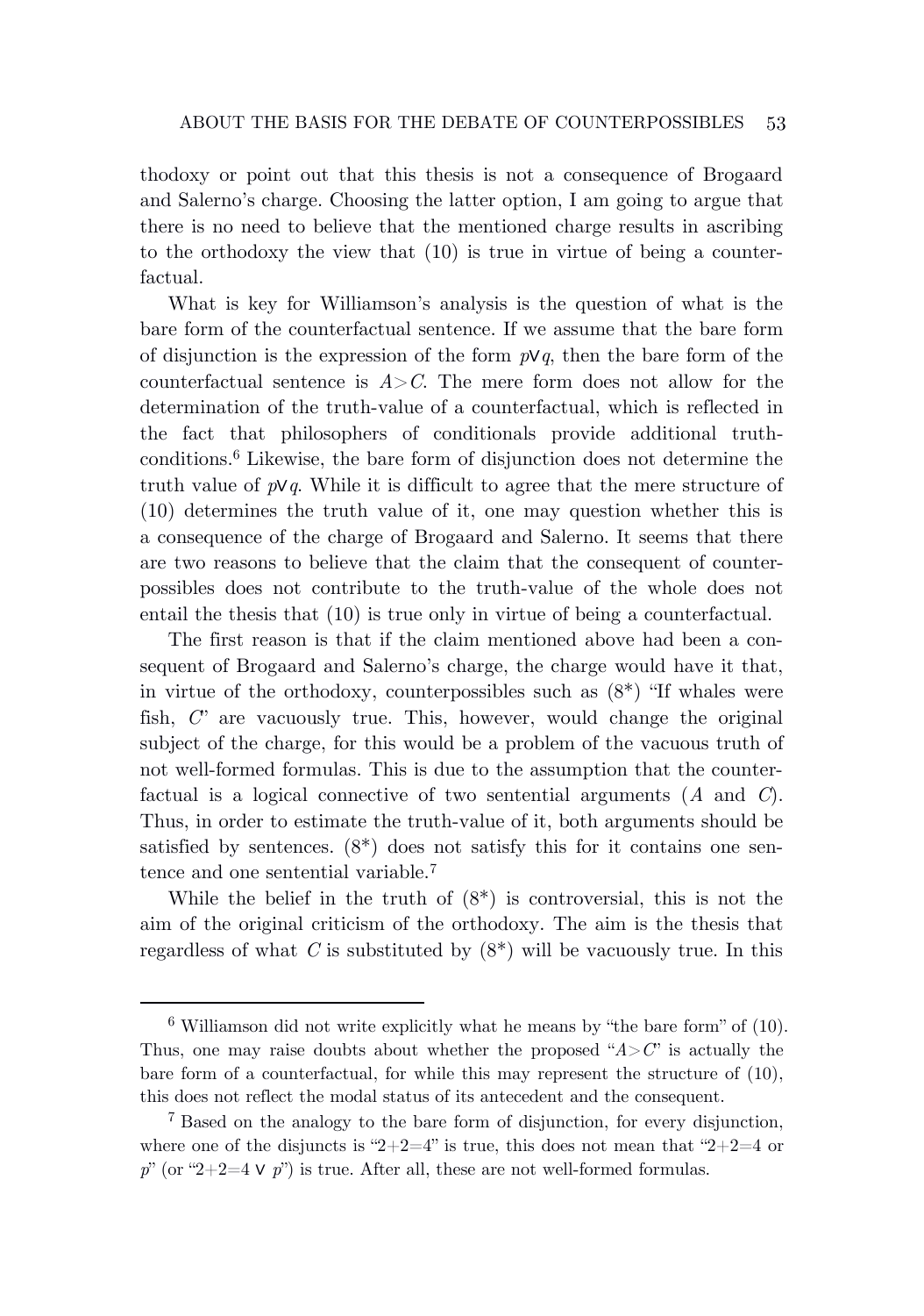thodoxy or point out that this thesis is not a consequence of Brogaard and Salerno's charge. Choosing the latter option, I am going to argue that there is no need to believe that the mentioned charge results in ascribing to the orthodoxy the view that (10) is true in virtue of being a counterfactual.

What is key for Williamson's analysis is the question of what is the bare form of the counterfactual sentence. If we assume that the bare form of disjunction is the expression of the form $p \vee q$, then the bare form of the counterfactual sentence is $A > C$. The mere form does not allow for the determination of the truth-value of a counterfactual, which is reflected in the fact that philosophers of conditionals provide additional truth-conditions.[6] Likewise, the bare form of disjunction does not determine the truth value of $p \vee q$. While it is difficult to agree that the mere structure of (10) determines the truth value of it, one may question whether this is a consequence of the charge of Brogaard and Salerno. It seems that there are two reasons to believe that the claim that the consequent of counterpossibles does not contribute to the truth-value of the whole does not entail the thesis that (10) is true only in virtue of being a counterfactual.

The first reason is that if the claim mentioned above had been a consequent of Brogaard and Salerno's charge, the charge would have it that, in virtue of the orthodoxy, counterpossibles such as (8*) "If whales were fish, $C$" are vacuously true. This, however, would change the original subject of the charge, for this would be a problem of the vacuous truth of not well-formed formulas. This is due to the assumption that the counterfactual is a logical connective of two sentential arguments ($A$ and $C$). Thus, in order to estimate the truth-value of it, both arguments should be satisfied by sentences. (8*) does not satisfy this for it contains one sentence and one sentential variable.[7]

While the belief in the truth of (8*) is controversial, this is not the aim of the original criticism of the orthodoxy. The aim is the thesis that regardless of what $C$ is substituted by (8*) will be vacuously true. In this

---

[6] Williamson did not write explicitly what he means by "the bare form" of (10). Thus, one may raise doubts about whether the proposed "$A > C$" is actually the bare form of a counterfactual, for while this may represent the structure of (10), this does not reflect the modal status of its antecedent and the consequent.

[7] Based on the analogy to the bare form of disjunction, for every disjunction, where one of the disjuncts is "2+2=4" is true, this does not mean that "2+2=4 or $p$" (or "$2+2=4 \vee p$") is true. After all, these are not well-formed formulas.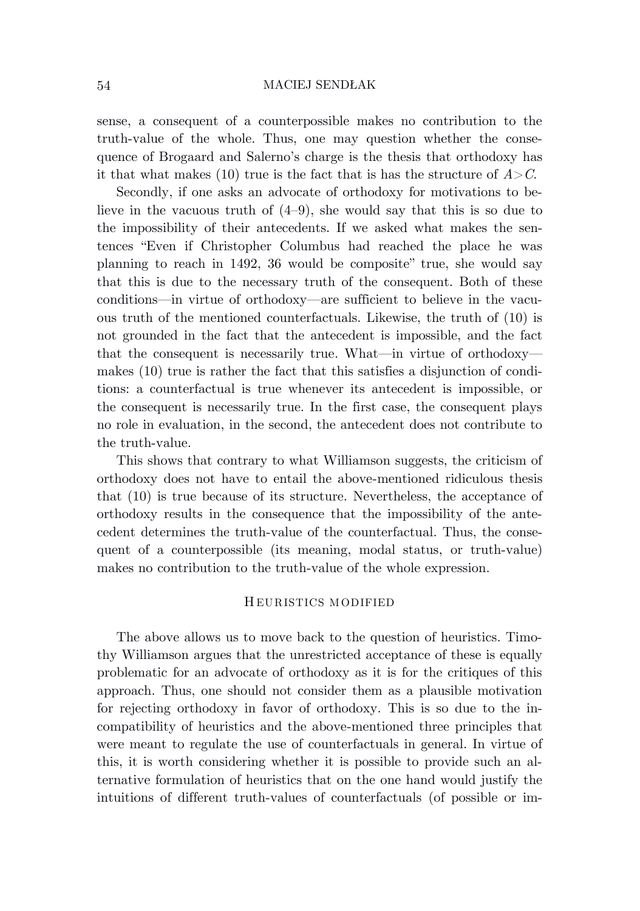sense, a consequent of a counterpossible makes no contribution to the truth-value of the whole. Thus, one may question whether the consequence of Brogaard and Salerno's charge is the thesis that orthodoxy has it that what makes (10) true is the fact that is has the structure of $A > C$.

Secondly, if one asks an advocate of orthodoxy for motivations to believe in the vacuous truth of (4–9), she would say that this is so due to the impossibility of their antecedents. If we asked what makes the sentences "Even if Christopher Columbus had reached the place he was planning to reach in 1492, 36 would be composite" true, she would say that this is due to the necessary truth of the consequent. Both of these conditions—in virtue of orthodoxy—are sufficient to believe in the vacuous truth of the mentioned counterfactuals. Likewise, the truth of (10) is not grounded in the fact that the antecedent is impossible, and the fact that the consequent is necessarily true. What—in virtue of orthodoxy—makes (10) true is rather the fact that this satisfies a disjunction of conditions: a counterfactual is true whenever its antecedent is impossible, or the consequent is necessarily true. In the first case, the consequent plays no role in evaluation, in the second, the antecedent does not contribute to the truth-value.

This shows that contrary to what Williamson suggests, the criticism of orthodoxy does not have to entail the above-mentioned ridiculous thesis that (10) is true because of its structure. Nevertheless, the acceptance of orthodoxy results in the consequence that the impossibility of the antecedent determines the truth-value of the counterfactual. Thus, the consequent of a counterpossible (its meaning, modal status, or truth-value) makes no contribution to the truth-value of the whole expression.

## Heuristics modified

The above allows us to move back to the question of heuristics. Timothy Williamson argues that the unrestricted acceptance of these is equally problematic for an advocate of orthodoxy as it is for the critiques of this approach. Thus, one should not consider them as a plausible motivation for rejecting orthodoxy in favor of orthodoxy. This is so due to the incompatibility of heuristics and the above-mentioned three principles that were meant to regulate the use of counterfactuals in general. In virtue of this, it is worth considering whether it is possible to provide such an alternative formulation of heuristics that on the one hand would justify the intuitions of different truth-values of counterfactuals (of possible or im-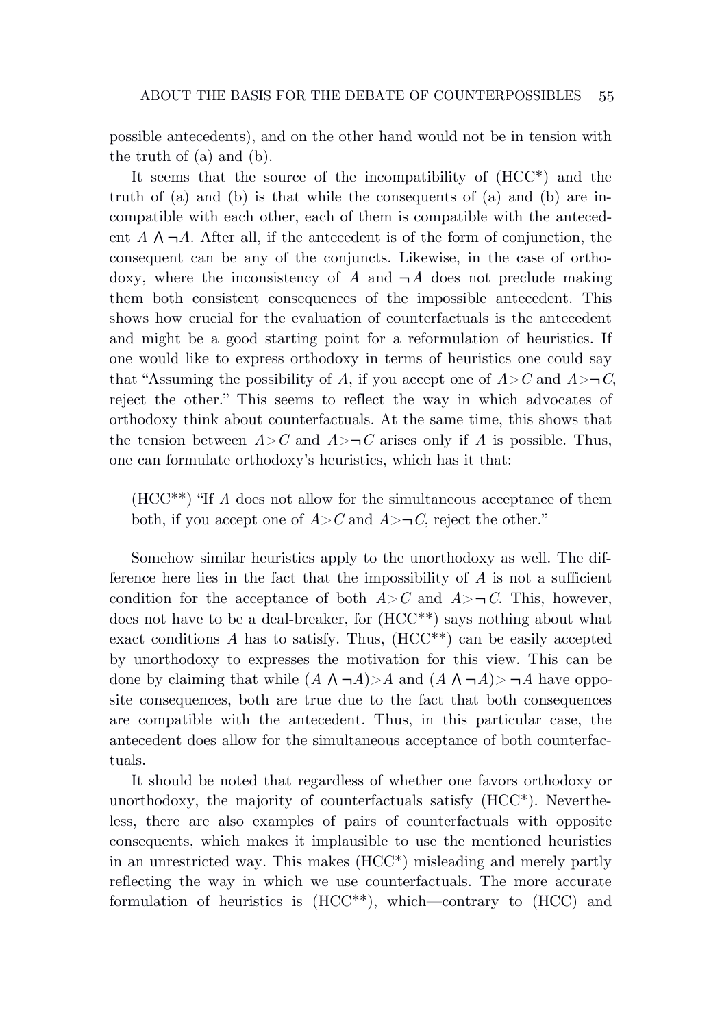possible antecedents), and on the other hand would not be in tension with the truth of (a) and (b).

It seems that the source of the incompatibility of (HCC*) and the truth of (a) and (b) is that while the consequents of (a) and (b) are incompatible with each other, each of them is compatible with the antecedent $A \wedge \neg A$. After all, if the antecedent is of the form of conjunction, the consequent can be any of the conjuncts. Likewise, in the case of orthodoxy, where the inconsistency of $A$ and $\neg A$ does not preclude making them both consistent consequences of the impossible antecedent. This shows how crucial for the evaluation of counterfactuals is the antecedent and might be a good starting point for a reformulation of heuristics. If one would like to express orthodoxy in terms of heuristics one could say that "Assuming the possibility of $A$, if you accept one of $A{>}C$ and $A{>}\neg C$, reject the other." This seems to reflect the way in which advocates of orthodoxy think about counterfactuals. At the same time, this shows that the tension between $A{>}C$ and $A{>}\neg C$ arises only if $A$ is possible. Thus, one can formulate orthodoxy's heuristics, which has it that:

> (HCC**) "If $A$ does not allow for the simultaneous acceptance of them both, if you accept one of $A{>}C$ and $A{>}\neg C$, reject the other."

Somehow similar heuristics apply to the unorthodoxy as well. The difference here lies in the fact that the impossibility of $A$ is not a sufficient condition for the acceptance of both $A{>}C$ and $A{>}\neg C$. This, however, does not have to be a deal-breaker, for (HCC**) says nothing about what exact conditions $A$ has to satisfy. Thus, (HCC**) can be easily accepted by unorthodoxy to expresses the motivation for this view. This can be done by claiming that while $(A \wedge \neg A){>}A$ and $(A \wedge \neg A){>}\neg A$ have opposite consequences, both are true due to the fact that both consequences are compatible with the antecedent. Thus, in this particular case, the antecedent does allow for the simultaneous acceptance of both counterfactuals.

It should be noted that regardless of whether one favors orthodoxy or unorthodoxy, the majority of counterfactuals satisfy (HCC*). Nevertheless, there are also examples of pairs of counterfactuals with opposite consequents, which makes it implausible to use the mentioned heuristics in an unrestricted way. This makes (HCC*) misleading and merely partly reflecting the way in which we use counterfactuals. The more accurate formulation of heuristics is (HCC**), which—contrary to (HCC) and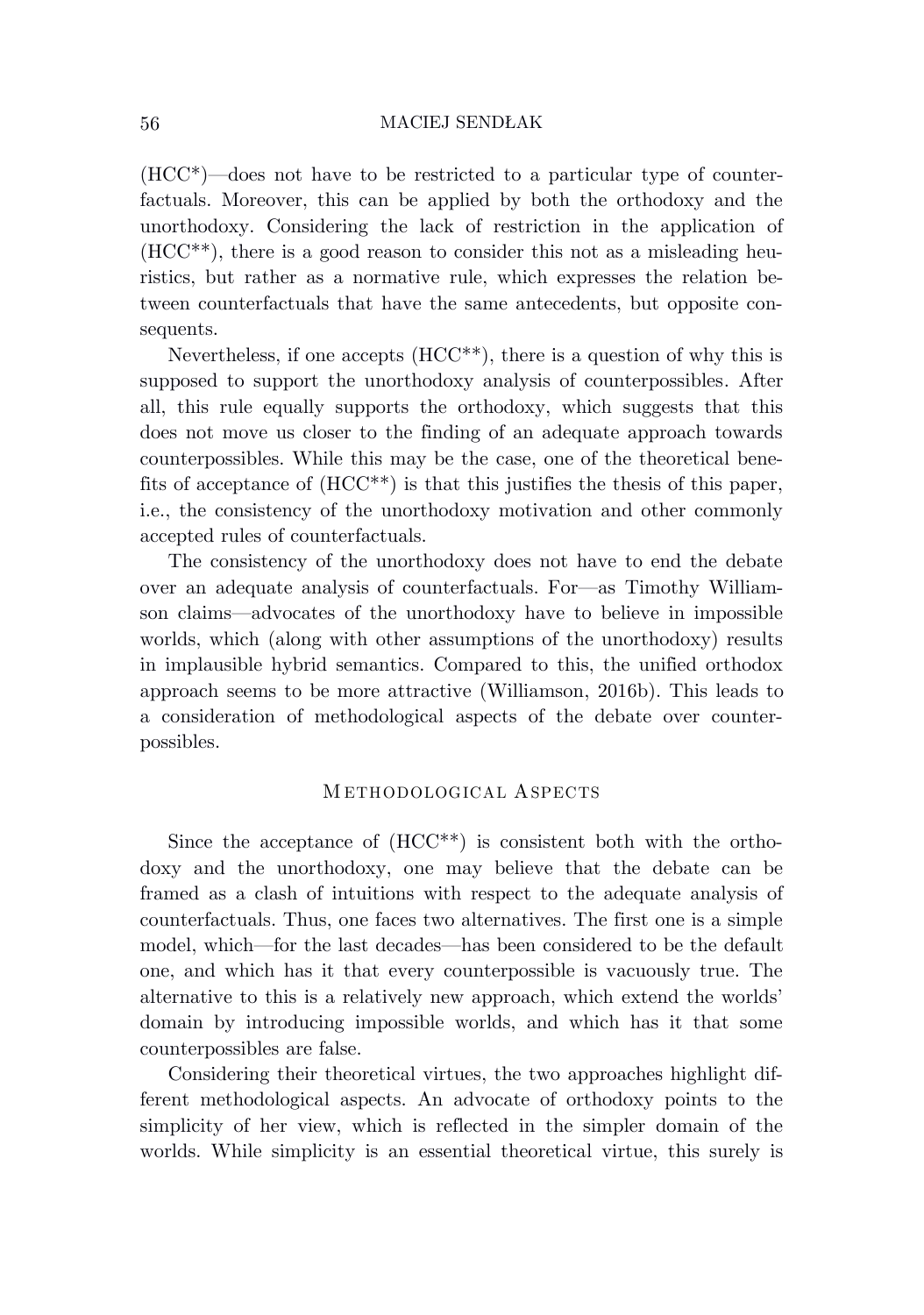(HCC*)—does not have to be restricted to a particular type of counterfactuals. Moreover, this can be applied by both the orthodoxy and the unorthodoxy. Considering the lack of restriction in the application of (HCC**), there is a good reason to consider this not as a misleading heuristics, but rather as a normative rule, which expresses the relation between counterfactuals that have the same antecedents, but opposite consequents.

Nevertheless, if one accepts (HCC**), there is a question of why this is supposed to support the unorthodoxy analysis of counterpossibles. After all, this rule equally supports the orthodoxy, which suggests that this does not move us closer to the finding of an adequate approach towards counterpossibles. While this may be the case, one of the theoretical benefits of acceptance of (HCC**) is that this justifies the thesis of this paper, i.e., the consistency of the unorthodoxy motivation and other commonly accepted rules of counterfactuals.

The consistency of the unorthodoxy does not have to end the debate over an adequate analysis of counterfactuals. For—as Timothy Williamson claims—advocates of the unorthodoxy have to believe in impossible worlds, which (along with other assumptions of the unorthodoxy) results in implausible hybrid semantics. Compared to this, the unified orthodox approach seems to be more attractive (Williamson, 2016b). This leads to a consideration of methodological aspects of the debate over counterpossibles.

## Methodological Aspects

Since the acceptance of (HCC**) is consistent both with the orthodoxy and the unorthodoxy, one may believe that the debate can be framed as a clash of intuitions with respect to the adequate analysis of counterfactuals. Thus, one faces two alternatives. The first one is a simple model, which—for the last decades—has been considered to be the default one, and which has it that every counterpossible is vacuously true. The alternative to this is a relatively new approach, which extend the worlds' domain by introducing impossible worlds, and which has it that some counterpossibles are false.

Considering their theoretical virtues, the two approaches highlight different methodological aspects. An advocate of orthodoxy points to the simplicity of her view, which is reflected in the simpler domain of the worlds. While simplicity is an essential theoretical virtue, this surely is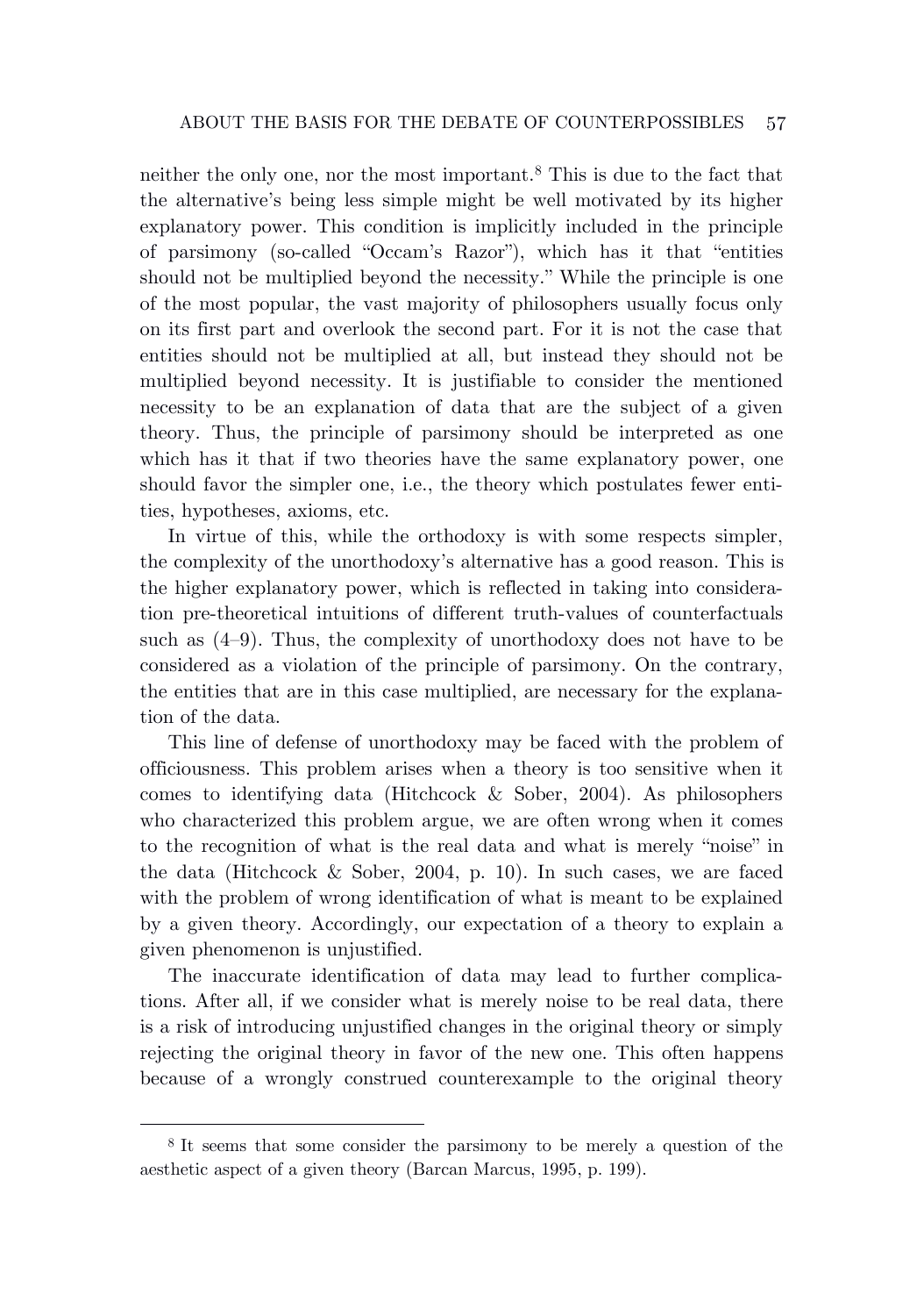neither the only one, nor the most important.[8] This is due to the fact that the alternative's being less simple might be well motivated by its higher explanatory power. This condition is implicitly included in the principle of parsimony (so-called "Occam's Razor"), which has it that "entities should not be multiplied beyond the necessity." While the principle is one of the most popular, the vast majority of philosophers usually focus only on its first part and overlook the second part. For it is not the case that entities should not be multiplied at all, but instead they should not be multiplied beyond necessity. It is justifiable to consider the mentioned necessity to be an explanation of data that are the subject of a given theory. Thus, the principle of parsimony should be interpreted as one which has it that if two theories have the same explanatory power, one should favor the simpler one, i.e., the theory which postulates fewer entities, hypotheses, axioms, etc.

In virtue of this, while the orthodoxy is with some respects simpler, the complexity of the unorthodoxy's alternative has a good reason. This is the higher explanatory power, which is reflected in taking into consideration pre-theoretical intuitions of different truth-values of counterfactuals such as (4–9). Thus, the complexity of unorthodoxy does not have to be considered as a violation of the principle of parsimony. On the contrary, the entities that are in this case multiplied, are necessary for the explanation of the data.

This line of defense of unorthodoxy may be faced with the problem of officiousness. This problem arises when a theory is too sensitive when it comes to identifying data (Hitchcock & Sober, 2004). As philosophers who characterized this problem argue, we are often wrong when it comes to the recognition of what is the real data and what is merely "noise" in the data (Hitchcock & Sober, 2004, p. 10). In such cases, we are faced with the problem of wrong identification of what is meant to be explained by a given theory. Accordingly, our expectation of a theory to explain a given phenomenon is unjustified.

The inaccurate identification of data may lead to further complications. After all, if we consider what is merely noise to be real data, there is a risk of introducing unjustified changes in the original theory or simply rejecting the original theory in favor of the new one. This often happens because of a wrongly construed counterexample to the original theory

---

[8] It seems that some consider the parsimony to be merely a question of the aesthetic aspect of a given theory (Barcan Marcus, 1995, p. 199).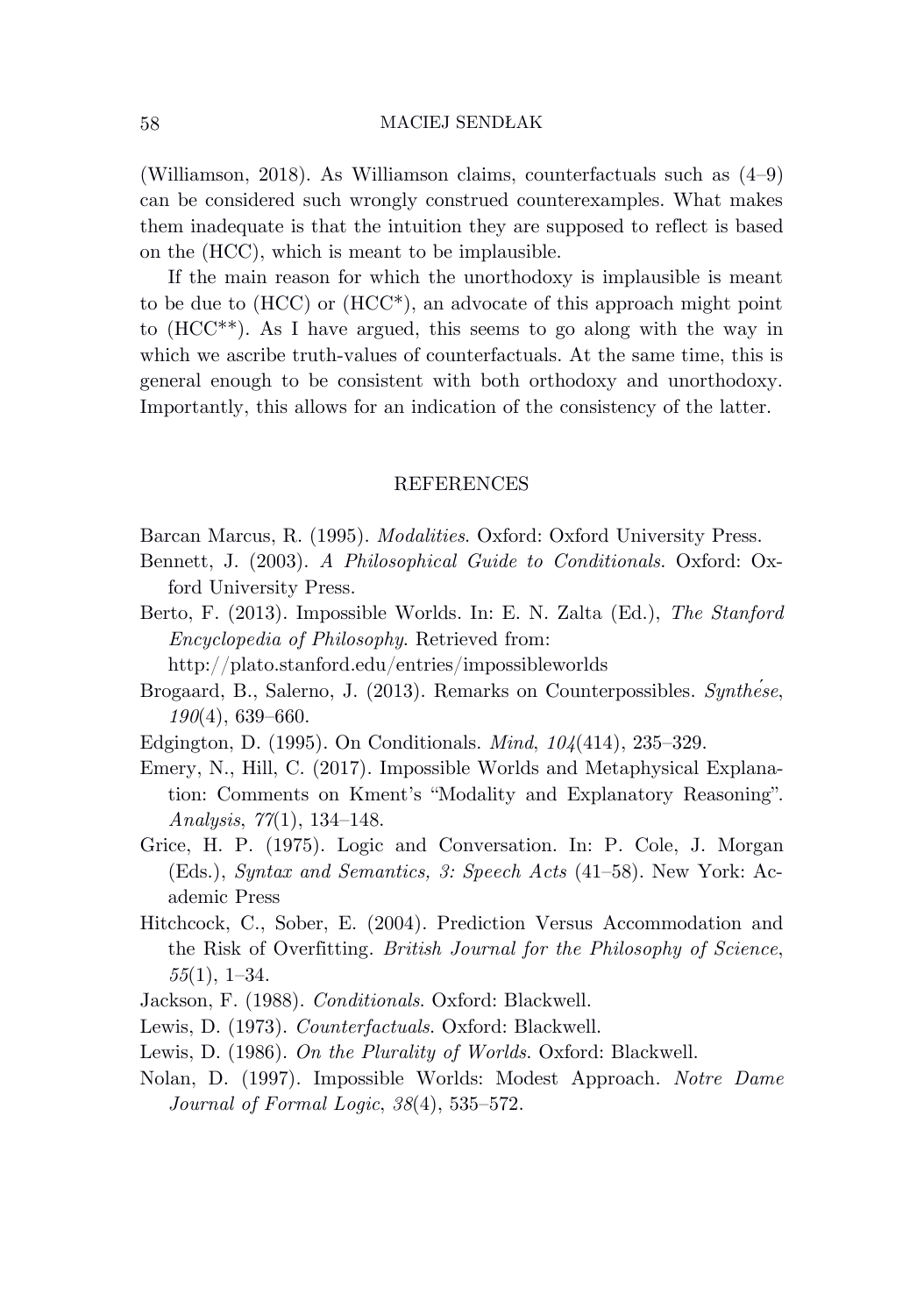(Williamson, 2018). As Williamson claims, counterfactuals such as (4–9) can be considered such wrongly construed counterexamples. What makes them inadequate is that the intuition they are supposed to reflect is based on the (HCC), which is meant to be implausible.

If the main reason for which the unorthodoxy is implausible is meant to be due to (HCC) or (HCC*), an advocate of this approach might point to (HCC**). As I have argued, this seems to go along with the way in which we ascribe truth-values of counterfactuals. At the same time, this is general enough to be consistent with both orthodoxy and unorthodoxy. Importantly, this allows for an indication of the consistency of the latter.

## REFERENCES

Barcan Marcus, R. (1995). *Modalities*. Oxford: Oxford University Press.

Bennett, J. (2003). *A Philosophical Guide to Conditionals*. Oxford: Oxford University Press.

Berto, F. (2013). Impossible Worlds. In: E. N. Zalta (Ed.), *The Stanford Encyclopedia of Philosophy*. Retrieved from: http://plato.stanford.edu/entries/impossibleworlds

Brogaard, B., Salerno, J. (2013). Remarks on Counterpossibles. *Synthése*, *190*(4), 639–660.

Edgington, D. (1995). On Conditionals. *Mind*, *104*(414), 235–329.

Emery, N., Hill, C. (2017). Impossible Worlds and Metaphysical Explanation: Comments on Kment's "Modality and Explanatory Reasoning". *Analysis*, *77*(1), 134–148.

Grice, H. P. (1975). Logic and Conversation. In: P. Cole, J. Morgan (Eds.), *Syntax and Semantics, 3: Speech Acts* (41–58). New York: Academic Press

Hitchcock, C., Sober, E. (2004). Prediction Versus Accommodation and the Risk of Overfitting. *British Journal for the Philosophy of Science*, *55*(1), 1–34.

Jackson, F. (1988). *Conditionals*. Oxford: Blackwell.

Lewis, D. (1973). *Counterfactuals*. Oxford: Blackwell.

Lewis, D. (1986). *On the Plurality of Worlds*. Oxford: Blackwell.

Nolan, D. (1997). Impossible Worlds: Modest Approach. *Notre Dame Journal of Formal Logic*, *38*(4), 535–572.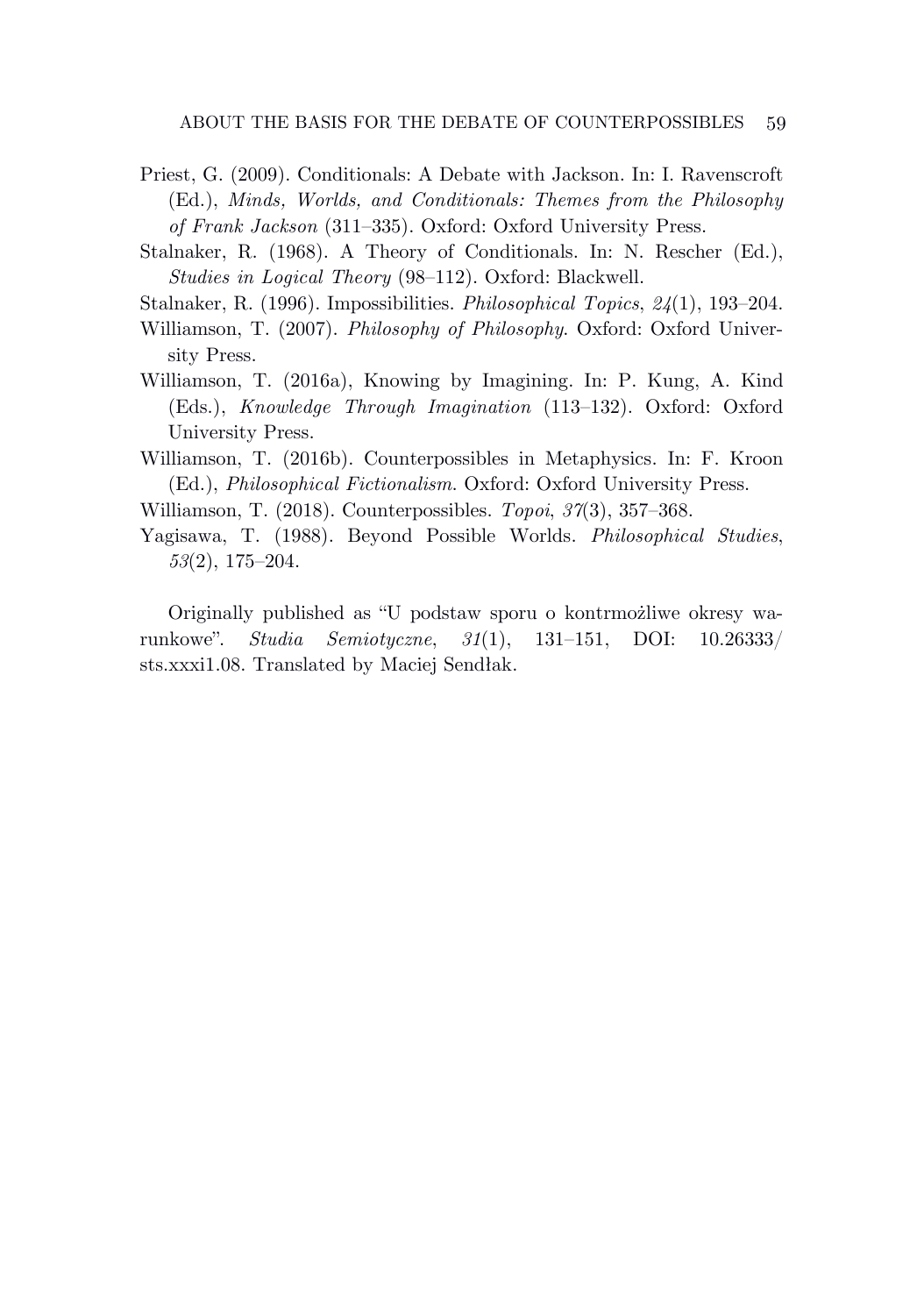Priest, G. (2009). Conditionals: A Debate with Jackson. In: I. Ravenscroft (Ed.), *Minds, Worlds, and Conditionals: Themes from the Philosophy of Frank Jackson* (311–335). Oxford: Oxford University Press.

Stalnaker, R. (1968). A Theory of Conditionals. In: N. Rescher (Ed.), *Studies in Logical Theory* (98–112). Oxford: Blackwell.

Stalnaker, R. (1996). Impossibilities. *Philosophical Topics*, *24*(1), 193–204.

Williamson, T. (2007). *Philosophy of Philosophy*. Oxford: Oxford University Press.

Williamson, T. (2016a), Knowing by Imagining. In: P. Kung, A. Kind (Eds.), *Knowledge Through Imagination* (113–132). Oxford: Oxford University Press.

Williamson, T. (2016b). Counterpossibles in Metaphysics. In: F. Kroon (Ed.), *Philosophical Fictionalism*. Oxford: Oxford University Press.

Williamson, T. (2018). Counterpossibles. *Topoi*, *37*(3), 357–368.

Yagisawa, T. (1988). Beyond Possible Worlds. *Philosophical Studies*, *53*(2), 175–204.

Originally published as "U podstaw sporu o kontrmożliwe okresy warunkowe". *Studia Semiotyczne*, *31*(1), 131–151, DOI: 10.26333/sts.xxxi1.08. Translated by Maciej Sendłak.